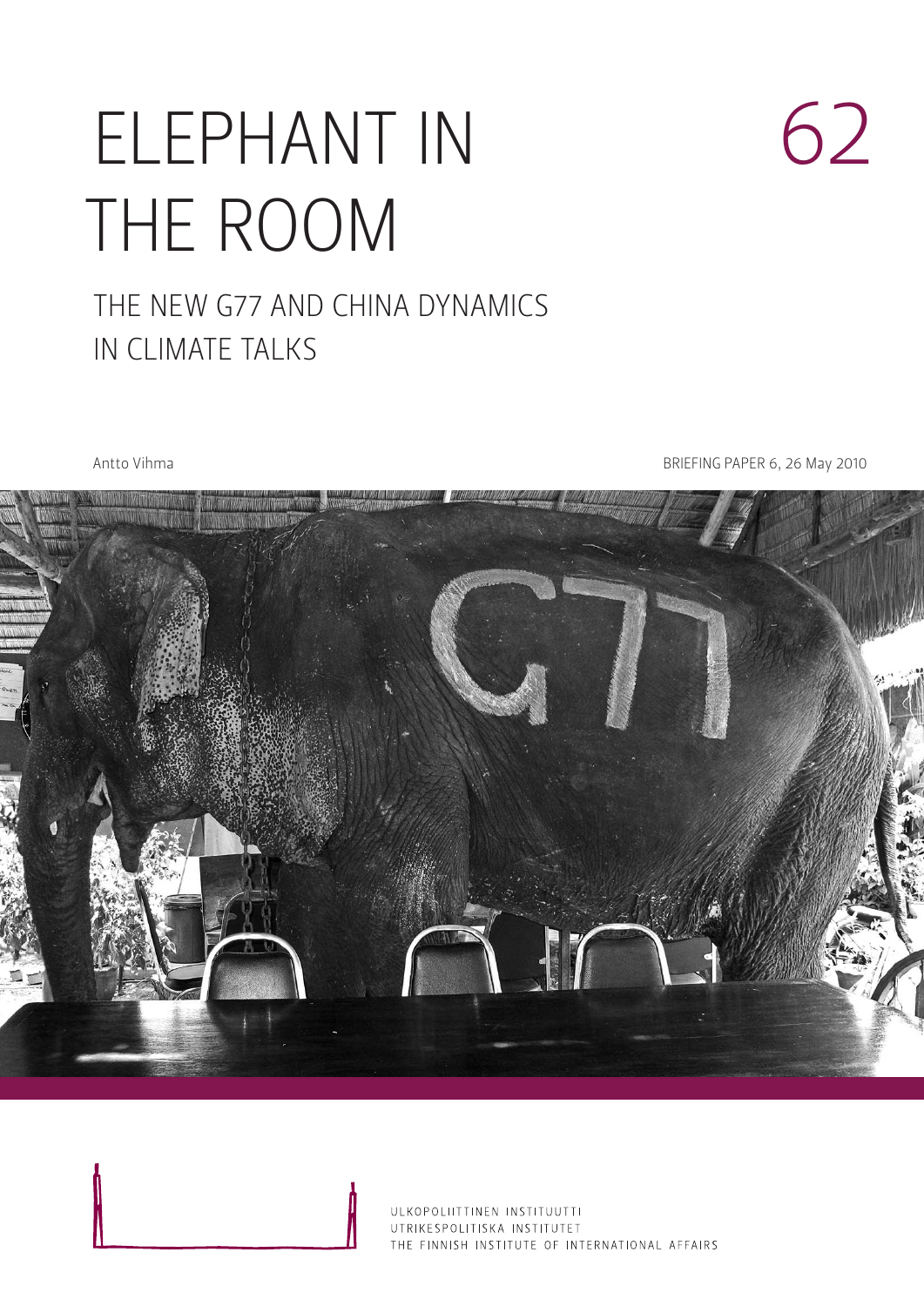# ELEPHANT IN THE ROOM

62

## THE NEW G77 AND CHINA DYNAMICS IN CLIMATE TALKS

Antto Vihma

BRIEFING PAPER 6, 26 May 2010

ULKOPOLIITTINEN INSTITUUTTI
UTRIKESPOLITISKA INSTITUTET
THE FINNISH INSTITUTE OF INTERNATIONAL AFFAIRS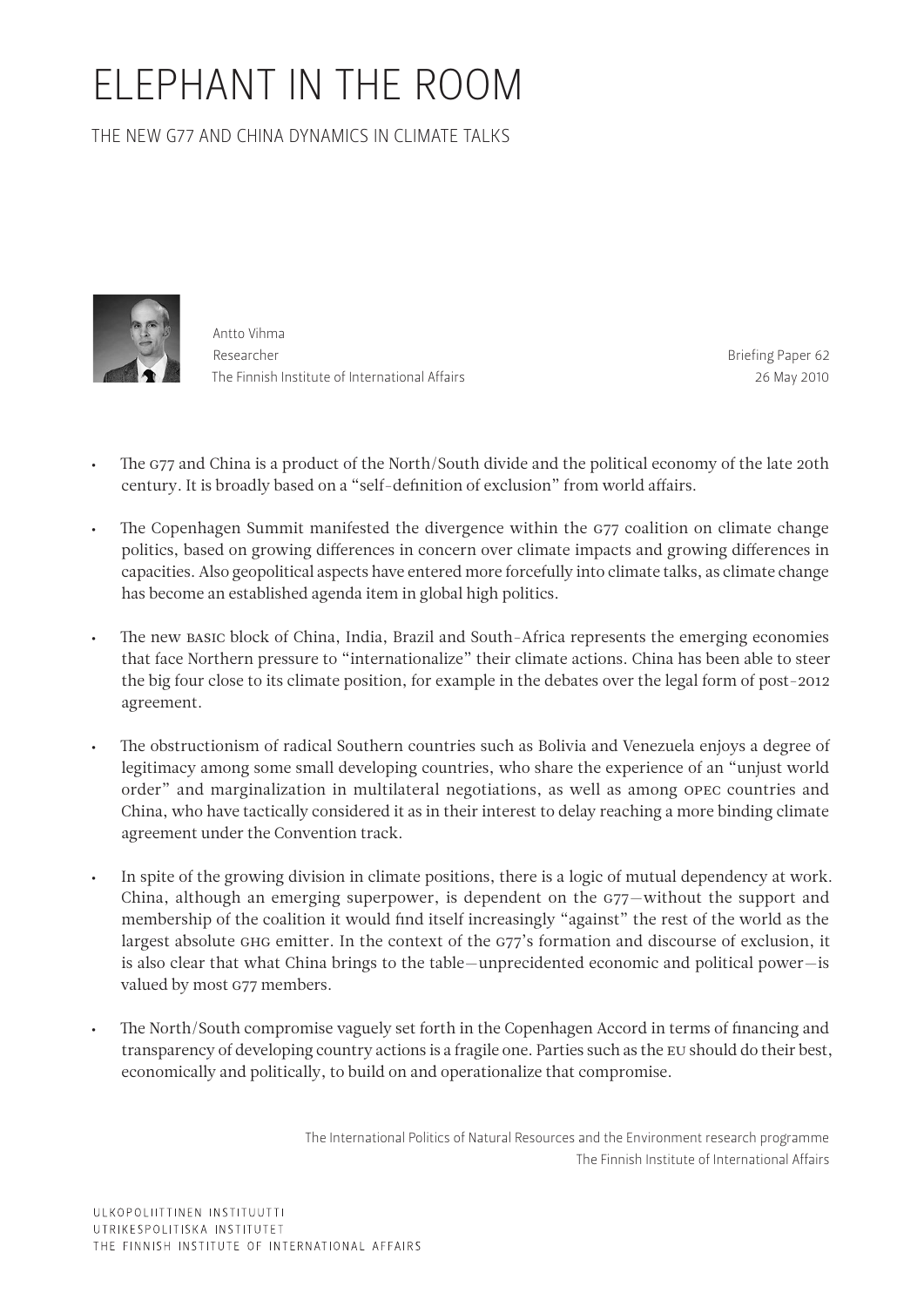# ELEPHANT IN THE ROOM

## THE NEW G77 AND CHINA DYNAMICS IN CLIMATE TALKS

Antto Vihma
Researcher
The Finnish Institute of International Affairs

Briefing Paper 62
26 May 2010

- The G77 and China is a product of the North/South divide and the political economy of the late 20th century. It is broadly based on a "self-definition of exclusion" from world affairs.
- The Copenhagen Summit manifested the divergence within the G77 coalition on climate change politics, based on growing differences in concern over climate impacts and growing differences in capacities. Also geopolitical aspects have entered more forcefully into climate talks, as climate change has become an established agenda item in global high politics.
- The new BASIC block of China, India, Brazil and South-Africa represents the emerging economies that face Northern pressure to "internationalize" their climate actions. China has been able to steer the big four close to its climate position, for example in the debates over the legal form of post-2012 agreement.
- The obstructionism of radical Southern countries such as Bolivia and Venezuela enjoys a degree of legitimacy among some small developing countries, who share the experience of an "unjust world order" and marginalization in multilateral negotiations, as well as among OPEC countries and China, who have tactically considered it as in their interest to delay reaching a more binding climate agreement under the Convention track.
- In spite of the growing division in climate positions, there is a logic of mutual dependency at work. China, although an emerging superpower, is dependent on the G77—without the support and membership of the coalition it would find itself increasingly "against" the rest of the world as the largest absolute GHG emitter. In the context of the G77's formation and discourse of exclusion, it is also clear that what China brings to the table—unprecidented economic and political power—is valued by most G77 members.
- The North/South compromise vaguely set forth in the Copenhagen Accord in terms of financing and transparency of developing country actions is a fragile one. Parties such as the EU should do their best, economically and politically, to build on and operationalize that compromise.

The International Politics of Natural Resources and the Environment research programme
The Finnish Institute of International Affairs

ULKOPOLIITTINEN INSTITUUTTI
UTRIKESPOLITISKA INSTITUTET
THE FINNISH INSTITUTE OF INTERNATIONAL AFFAIRS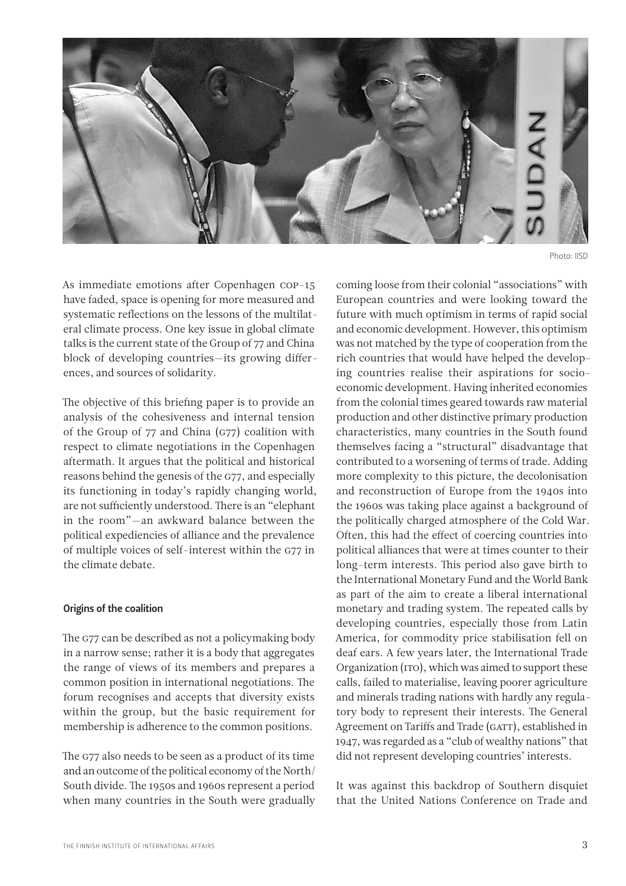Photo: IISD

As immediate emotions after Copenhagen COP-15 have faded, space is opening for more measured and systematic reflections on the lessons of the multilateral climate process. One key issue in global climate talks is the current state of the Group of 77 and China block of developing countries—its growing differences, and sources of solidarity.

The objective of this briefing paper is to provide an analysis of the cohesiveness and internal tension of the Group of 77 and China (G77) coalition with respect to climate negotiations in the Copenhagen aftermath. It argues that the political and historical reasons behind the genesis of the G77, and especially its functioning in today's rapidly changing world, are not sufficiently understood. There is an "elephant in the room"—an awkward balance between the political expediencies of alliance and the prevalence of multiple voices of self-interest within the G77 in the climate debate.

#### Origins of the coalition

The G77 can be described as not a policymaking body in a narrow sense; rather it is a body that aggregates the range of views of its members and prepares a common position in international negotiations. The forum recognises and accepts that diversity exists within the group, but the basic requirement for membership is adherence to the common positions.

The G77 also needs to be seen as a product of its time and an outcome of the political economy of the North/South divide. The 1950s and 1960s represent a period when many countries in the South were gradually coming loose from their colonial "associations" with European countries and were looking toward the future with much optimism in terms of rapid social and economic development. However, this optimism was not matched by the type of cooperation from the rich countries that would have helped the developing countries realise their aspirations for socio-economic development. Having inherited economies from the colonial times geared towards raw material production and other distinctive primary production characteristics, many countries in the South found themselves facing a "structural" disadvantage that contributed to a worsening of terms of trade. Adding more complexity to this picture, the decolonisation and reconstruction of Europe from the 1940s into the 1960s was taking place against a background of the politically charged atmosphere of the Cold War. Often, this had the effect of coercing countries into political alliances that were at times counter to their long-term interests. This period also gave birth to the International Monetary Fund and the World Bank as part of the aim to create a liberal international monetary and trading system. The repeated calls by developing countries, especially those from Latin America, for commodity price stabilisation fell on deaf ears. A few years later, the International Trade Organization (ITO), which was aimed to support these calls, failed to materialise, leaving poorer agriculture and minerals trading nations with hardly any regulatory body to represent their interests. The General Agreement on Tariffs and Trade (GATT), established in 1947, was regarded as a "club of wealthy nations" that did not represent developing countries' interests.

It was against this backdrop of Southern disquiet that the United Nations Conference on Trade and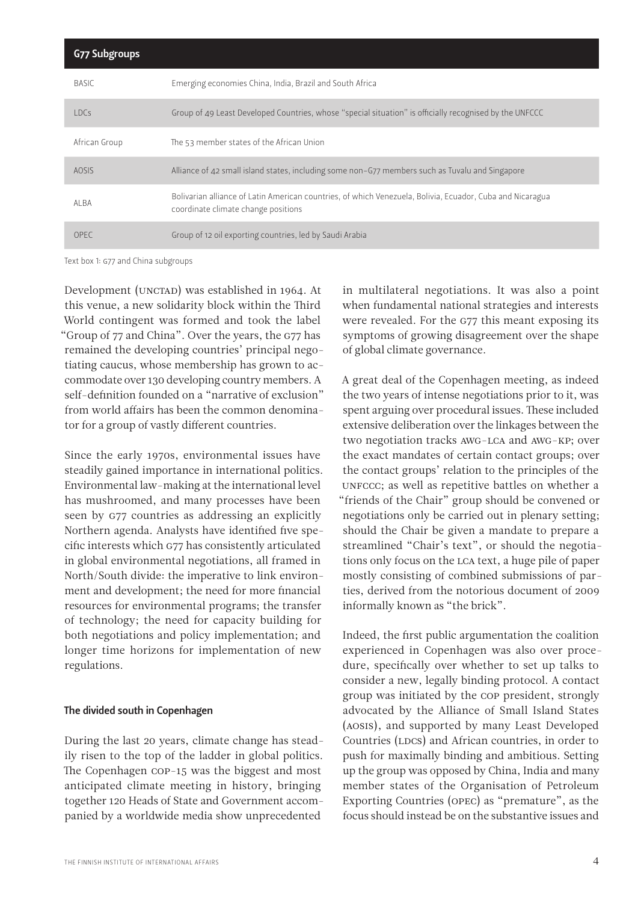| G77 Subgroups | |
|---|---|
| BASIC | Emerging economies China, India, Brazil and South Africa |
| LDCs | Group of 49 Least Developed Countries, whose "special situation" is officially recognised by the UNFCCC |
| African Group | The 53 member states of the African Union |
| AOSIS | Alliance of 42 small island states, including some non-G77 members such as Tuvalu and Singapore |
| ALBA | Bolivarian alliance of Latin American countries, of which Venezuela, Bolivia, Ecuador, Cuba and Nicaragua coordinate climate change positions |
| OPEC | Group of 12 oil exporting countries, led by Saudi Arabia |

Text box 1: G77 and China subgroups

Development (UNCTAD) was established in 1964. At this venue, a new solidarity block within the Third World contingent was formed and took the label "Group of 77 and China". Over the years, the G77 has remained the developing countries' principal negotiating caucus, whose membership has grown to accommodate over 130 developing country members. A self-definition founded on a "narrative of exclusion" from world affairs has been the common denominator for a group of vastly different countries.

Since the early 1970s, environmental issues have steadily gained importance in international politics. Environmental law-making at the international level has mushroomed, and many processes have been seen by G77 countries as addressing an explicitly Northern agenda. Analysts have identified five specific interests which G77 has consistently articulated in global environmental negotiations, all framed in North/South divide: the imperative to link environment and development; the need for more financial resources for environmental programs; the transfer of technology; the need for capacity building for both negotiations and policy implementation; and longer time horizons for implementation of new regulations.

### The divided south in Copenhagen

During the last 20 years, climate change has steadily risen to the top of the ladder in global politics. The Copenhagen COP-15 was the biggest and most anticipated climate meeting in history, bringing together 120 Heads of State and Government accompanied by a worldwide media show unprecedented in multilateral negotiations. It was also a point when fundamental national strategies and interests were revealed. For the G77 this meant exposing its symptoms of growing disagreement over the shape of global climate governance.

A great deal of the Copenhagen meeting, as indeed the two years of intense negotiations prior to it, was spent arguing over procedural issues. These included extensive deliberation over the linkages between the two negotiation tracks AWG-LCA and AWG-KP; over the exact mandates of certain contact groups; over the contact groups' relation to the principles of the UNFCCC; as well as repetitive battles on whether a "friends of the Chair" group should be convened or negotiations only be carried out in plenary setting; should the Chair be given a mandate to prepare a streamlined "Chair's text", or should the negotiations only focus on the LCA text, a huge pile of paper mostly consisting of combined submissions of parties, derived from the notorious document of 2009 informally known as "the brick".

Indeed, the first public argumentation the coalition experienced in Copenhagen was also over procedure, specifically over whether to set up talks to consider a new, legally binding protocol. A contact group was initiated by the COP president, strongly advocated by the Alliance of Small Island States (AOSIS), and supported by many Least Developed Countries (LDCS) and African countries, in order to push for maximally binding and ambitious. Setting up the group was opposed by China, India and many member states of the Organisation of Petroleum Exporting Countries (OPEC) as "premature", as the focus should instead be on the substantive issues and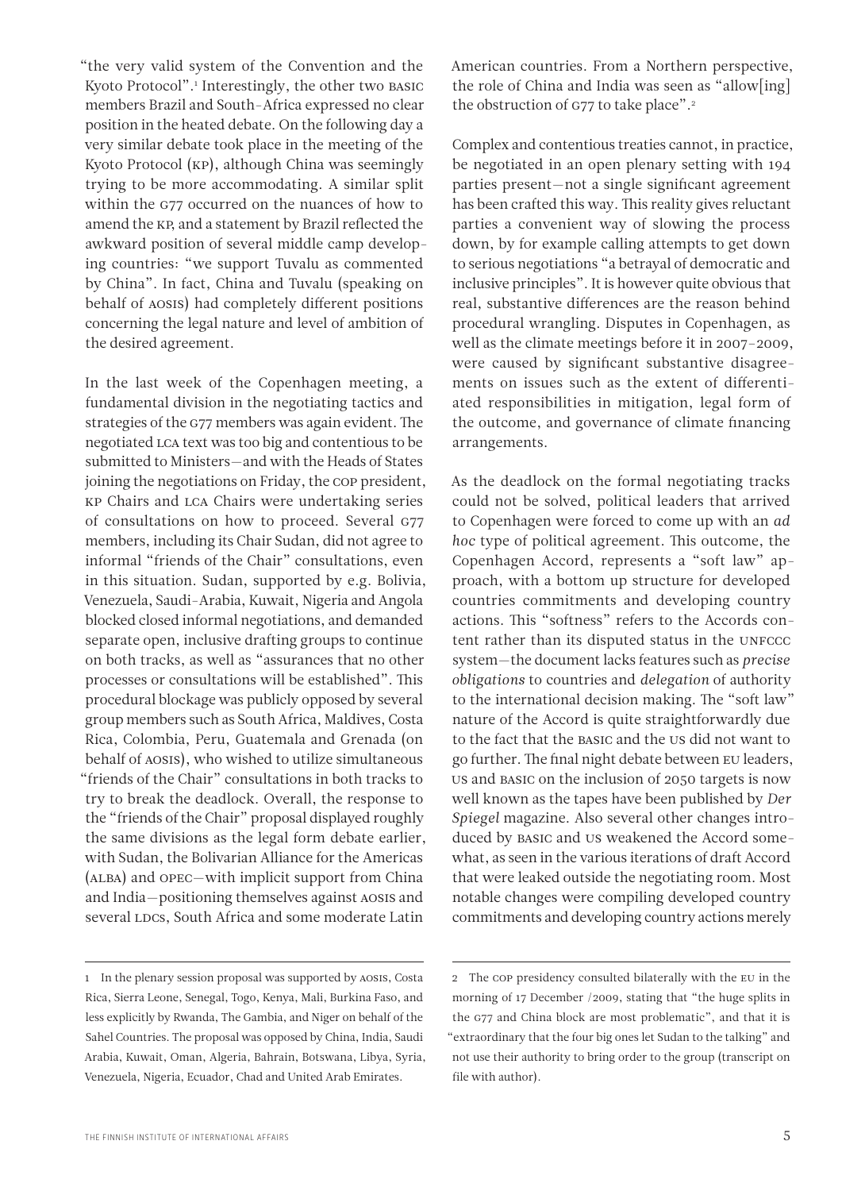"the very valid system of the Convention and the Kyoto Protocol".[1] Interestingly, the other two BASIC members Brazil and South-Africa expressed no clear position in the heated debate. On the following day a very similar debate took place in the meeting of the Kyoto Protocol (KP), although China was seemingly trying to be more accommodating. A similar split within the G77 occurred on the nuances of how to amend the KP, and a statement by Brazil reflected the awkward position of several middle camp developing countries: "we support Tuvalu as commented by China". In fact, China and Tuvalu (speaking on behalf of AOSIS) had completely different positions concerning the legal nature and level of ambition of the desired agreement.

In the last week of the Copenhagen meeting, a fundamental division in the negotiating tactics and strategies of the G77 members was again evident. The negotiated LCA text was too big and contentious to be submitted to Ministers—and with the Heads of States joining the negotiations on Friday, the COP president, KP Chairs and LCA Chairs were undertaking series of consultations on how to proceed. Several G77 members, including its Chair Sudan, did not agree to informal "friends of the Chair" consultations, even in this situation. Sudan, supported by e.g. Bolivia, Venezuela, Saudi-Arabia, Kuwait, Nigeria and Angola blocked closed informal negotiations, and demanded separate open, inclusive drafting groups to continue on both tracks, as well as "assurances that no other processes or consultations will be established". This procedural blockage was publicly opposed by several group members such as South Africa, Maldives, Costa Rica, Colombia, Peru, Guatemala and Grenada (on behalf of AOSIS), who wished to utilize simultaneous "friends of the Chair" consultations in both tracks to try to break the deadlock. Overall, the response to the "friends of the Chair" proposal displayed roughly the same divisions as the legal form debate earlier, with Sudan, the Bolivarian Alliance for the Americas (ALBA) and OPEC—with implicit support from China and India—positioning themselves against AOSIS and several LDCs, South Africa and some moderate Latin American countries. From a Northern perspective, the role of China and India was seen as "allow[ing] the obstruction of G77 to take place".[2]

Complex and contentious treaties cannot, in practice, be negotiated in an open plenary setting with 194 parties present—not a single significant agreement has been crafted this way. This reality gives reluctant parties a convenient way of slowing the process down, by for example calling attempts to get down to serious negotiations "a betrayal of democratic and inclusive principles". It is however quite obvious that real, substantive differences are the reason behind procedural wrangling. Disputes in Copenhagen, as well as the climate meetings before it in 2007–2009, were caused by significant substantive disagreements on issues such as the extent of differentiated responsibilities in mitigation, legal form of the outcome, and governance of climate financing arrangements.

As the deadlock on the formal negotiating tracks could not be solved, political leaders that arrived to Copenhagen were forced to come up with an *ad hoc* type of political agreement. This outcome, the Copenhagen Accord, represents a "soft law" approach, with a bottom up structure for developed countries commitments and developing country actions. This "softness" refers to the Accords content rather than its disputed status in the UNFCCC system—the document lacks features such as *precise obligations* to countries and *delegation* of authority to the international decision making. The "soft law" nature of the Accord is quite straightforwardly due to the fact that the BASIC and the US did not want to go further. The final night debate between EU leaders, US and BASIC on the inclusion of 2050 targets is now well known as the tapes have been published by *Der Spiegel* magazine. Also several other changes introduced by BASIC and US weakened the Accord somewhat, as seen in the various iterations of draft Accord that were leaked outside the negotiating room. Most notable changes were compiling developed country commitments and developing country actions merely

---

1 In the plenary session proposal was supported by AOSIS, Costa Rica, Sierra Leone, Senegal, Togo, Kenya, Mali, Burkina Faso, and less explicitly by Rwanda, The Gambia, and Niger on behalf of the Sahel Countries. The proposal was opposed by China, India, Saudi Arabia, Kuwait, Oman, Algeria, Bahrain, Botswana, Libya, Syria, Venezuela, Nigeria, Ecuador, Chad and United Arab Emirates.

2 The COP presidency consulted bilaterally with the EU in the morning of 17 December /2009, stating that "the huge splits in the G77 and China block are most problematic", and that it is "extraordinary that the four big ones let Sudan to the talking" and not use their authority to bring order to the group (transcript on file with author).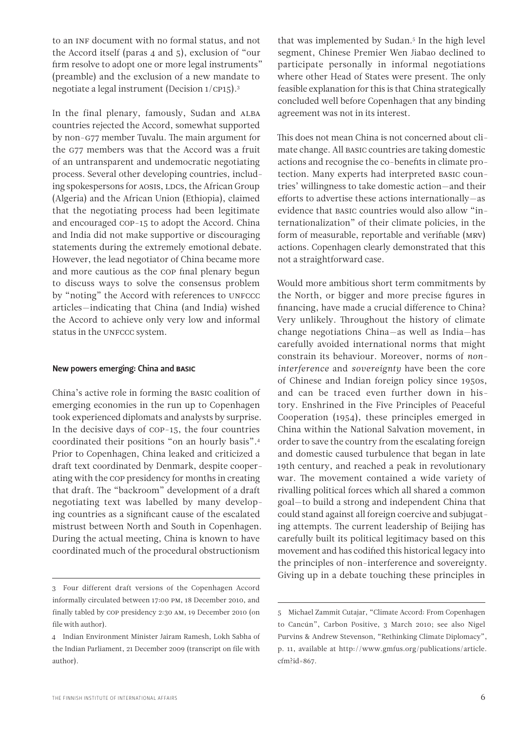to an INF document with no formal status, and not the Accord itself (paras 4 and 5), exclusion of "our firm resolve to adopt one or more legal instruments" (preamble) and the exclusion of a new mandate to negotiate a legal instrument (Decision 1/CP15).[3]

In the final plenary, famously, Sudan and ALBA countries rejected the Accord, somewhat supported by non-G77 member Tuvalu. The main argument for the G77 members was that the Accord was a fruit of an untransparent and undemocratic negotiating process. Several other developing countries, including spokespersons for AOSIS, LDCs, the African Group (Algeria) and the African Union (Ethiopia), claimed that the negotiating process had been legitimate and encouraged COP-15 to adopt the Accord. China and India did not make supportive or discouraging statements during the extremely emotional debate. However, the lead negotiator of China became more and more cautious as the COP final plenary begun to discuss ways to solve the consensus problem by "noting" the Accord with references to UNFCCC articles—indicating that China (and India) wished the Accord to achieve only very low and informal status in the UNFCCC system.

### New powers emerging: China and BASIC

China's active role in forming the BASIC coalition of emerging economies in the run up to Copenhagen took experienced diplomats and analysts by surprise. In the decisive days of COP-15, the four countries coordinated their positions "on an hourly basis".[4] Prior to Copenhagen, China leaked and criticized a draft text coordinated by Denmark, despite cooperating with the COP presidency for months in creating that draft. The "backroom" development of a draft negotiating text was labelled by many developing countries as a significant cause of the escalated mistrust between North and South in Copenhagen. During the actual meeting, China is known to have coordinated much of the procedural obstructionism that was implemented by Sudan.[5] In the high level segment, Chinese Premier Wen Jiabao declined to participate personally in informal negotiations where other Head of States were present. The only feasible explanation for this is that China strategically concluded well before Copenhagen that any binding agreement was not in its interest.

This does not mean China is not concerned about climate change. All BASIC countries are taking domestic actions and recognise the co-benefits in climate protection. Many experts had interpreted BASIC countries' willingness to take domestic action—and their efforts to advertise these actions internationally—as evidence that BASIC countries would also allow "internationalization" of their climate policies, in the form of measurable, reportable and verifiable (MRV) actions. Copenhagen clearly demonstrated that this not a straightforward case.

Would more ambitious short term commitments by the North, or bigger and more precise figures in financing, have made a crucial difference to China? Very unlikely. Throughout the history of climate change negotiations China—as well as India—has carefully avoided international norms that might constrain its behaviour. Moreover, norms of *non-interference* and *sovereignty* have been the core of Chinese and Indian foreign policy since 1950s, and can be traced even further down in history. Enshrined in the Five Principles of Peaceful Cooperation (1954), these principles emerged in China within the National Salvation movement, in order to save the country from the escalating foreign and domestic caused turbulence that began in late 19th century, and reached a peak in revolutionary war. The movement contained a wide variety of rivalling political forces which all shared a common goal—to build a strong and independent China that could stand against all foreign coercive and subjugating attempts. The current leadership of Beijing has carefully built its political legitimacy based on this movement and has codified this historical legacy into the principles of non-interference and sovereignty. Giving up in a debate touching these principles in

---

3 Four different draft versions of the Copenhagen Accord informally circulated between 17:00 PM, 18 December 2010, and finally tabled by COP presidency 2:30 AM, 19 December 2010 (on file with author).

4 Indian Environment Minister Jairam Ramesh, Lokh Sabha of the Indian Parliament, 21 December 2009 (transcript on file with author).

5 Michael Zammit Cutajar, "Climate Accord: From Copenhagen to Cancún", Carbon Positive, 3 March 2010; see also Nigel Purvins & Andrew Stevenson, "Rethinking Climate Diplomacy", p. 11, available at http://www.gmfus.org/publications/article.cfm?id=867.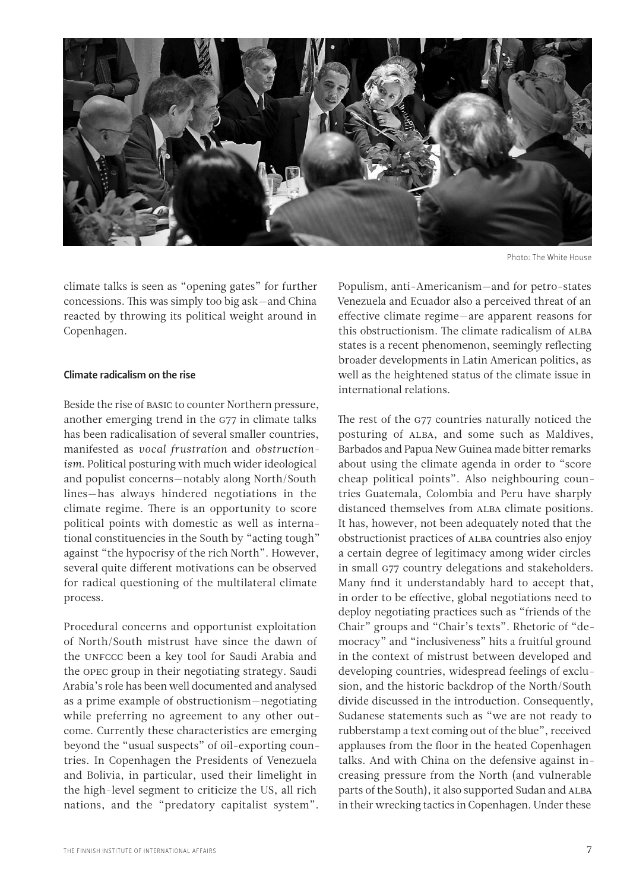Photo: The White House

climate talks is seen as "opening gates" for further concessions. This was simply too big ask—and China reacted by throwing its political weight around in Copenhagen.

### Climate radicalism on the rise

Beside the rise of BASIC to counter Northern pressure, another emerging trend in the G77 in climate talks has been radicalisation of several smaller countries, manifested as *vocal frustration* and *obstructionism*. Political posturing with much wider ideological and populist concerns—notably along North/South lines—has always hindered negotiations in the climate regime. There is an opportunity to score political points with domestic as well as international constituencies in the South by "acting tough" against "the hypocrisy of the rich North". However, several quite different motivations can be observed for radical questioning of the multilateral climate process.

Procedural concerns and opportunist exploitation of North/South mistrust have since the dawn of the UNFCCC been a key tool for Saudi Arabia and the OPEC group in their negotiating strategy. Saudi Arabia's role has been well documented and analysed as a prime example of obstructionism—negotiating while preferring no agreement to any other outcome. Currently these characteristics are emerging beyond the "usual suspects" of oil-exporting countries. In Copenhagen the Presidents of Venezuela and Bolivia, in particular, used their limelight in the high-level segment to criticize the US, all rich nations, and the "predatory capitalist system". Populism, anti-Americanism—and for petro-states Venezuela and Ecuador also a perceived threat of an effective climate regime—are apparent reasons for this obstructionism. The climate radicalism of ALBA states is a recent phenomenon, seemingly reflecting broader developments in Latin American politics, as well as the heightened status of the climate issue in international relations.

The rest of the G77 countries naturally noticed the posturing of ALBA, and some such as Maldives, Barbados and Papua New Guinea made bitter remarks about using the climate agenda in order to "score cheap political points". Also neighbouring countries Guatemala, Colombia and Peru have sharply distanced themselves from ALBA climate positions. It has, however, not been adequately noted that the obstructionist practices of ALBA countries also enjoy a certain degree of legitimacy among wider circles in small G77 country delegations and stakeholders. Many find it understandably hard to accept that, in order to be effective, global negotiations need to deploy negotiating practices such as "friends of the Chair" groups and "Chair's texts". Rhetoric of "democracy" and "inclusiveness" hits a fruitful ground in the context of mistrust between developed and developing countries, widespread feelings of exclusion, and the historic backdrop of the North/South divide discussed in the introduction. Consequently, Sudanese statements such as "we are not ready to rubberstamp a text coming out of the blue", received applauses from the floor in the heated Copenhagen talks. And with China on the defensive against increasing pressure from the North (and vulnerable parts of the South), it also supported Sudan and ALBA in their wrecking tactics in Copenhagen. Under these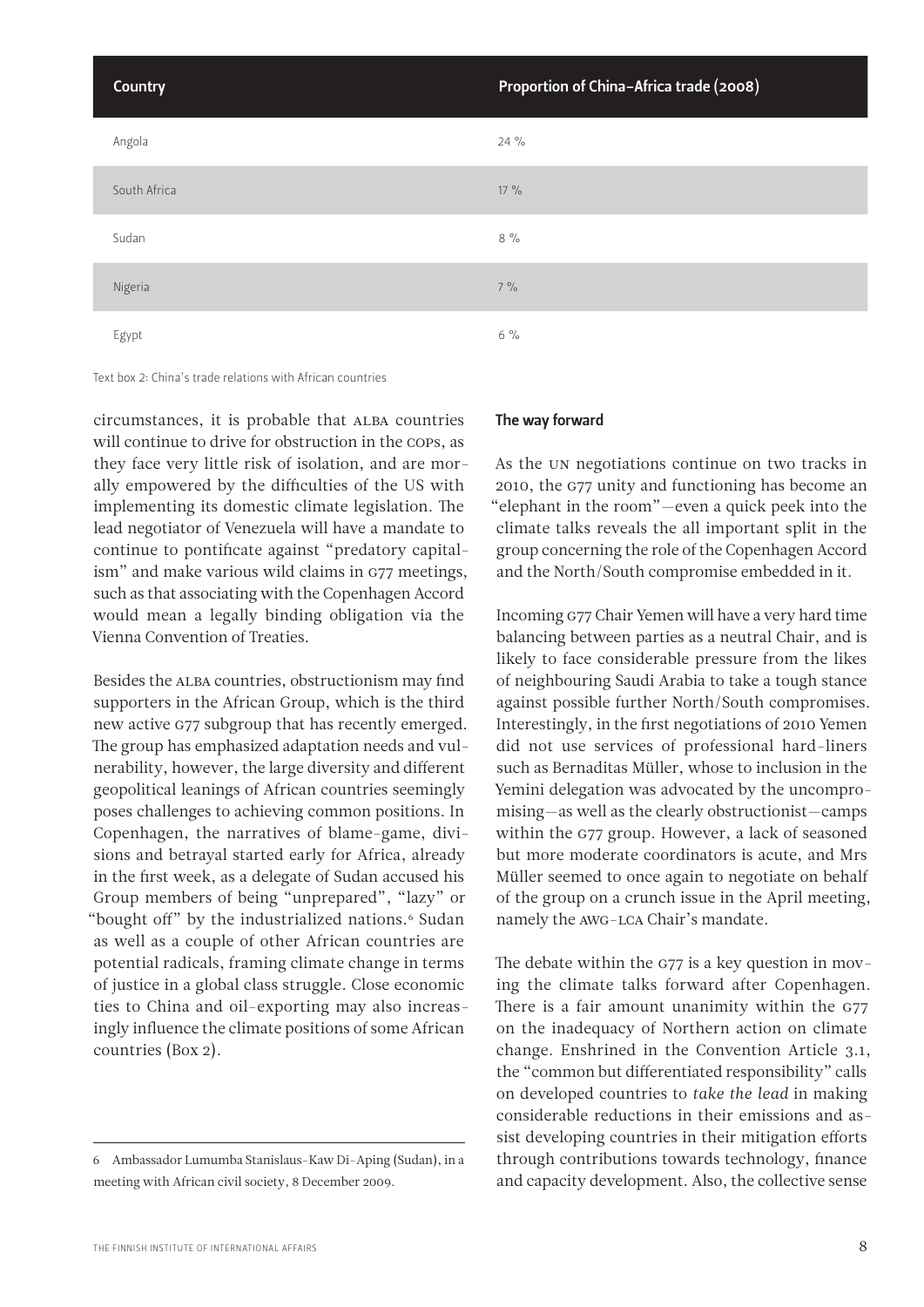| Country | Proportion of China–Africa trade (2008) |
|---|---|
| Angola | 24 % |
| South Africa | 17 % |
| Sudan | 8 % |
| Nigeria | 7 % |
| Egypt | 6 % |

Text box 2: China's trade relations with African countries

circumstances, it is probable that ALBA countries will continue to drive for obstruction in the COPs, as they face very little risk of isolation, and are morally empowered by the difficulties of the US with implementing its domestic climate legislation. The lead negotiator of Venezuela will have a mandate to continue to pontificate against "predatory capitalism" and make various wild claims in G77 meetings, such as that associating with the Copenhagen Accord would mean a legally binding obligation via the Vienna Convention of Treaties.

Besides the ALBA countries, obstructionism may find supporters in the African Group, which is the third new active G77 subgroup that has recently emerged. The group has emphasized adaptation needs and vulnerability, however, the large diversity and different geopolitical leanings of African countries seemingly poses challenges to achieving common positions. In Copenhagen, the narratives of blame-game, divisions and betrayal started early for Africa, already in the first week, as a delegate of Sudan accused his Group members of being "unprepared", "lazy" or "bought off" by the industrialized nations.[6] Sudan as well as a couple of other African countries are potential radicals, framing climate change in terms of justice in a global class struggle. Close economic ties to China and oil-exporting may also increasingly influence the climate positions of some African countries (Box 2).

[6] Ambassador Lumumba Stanislaus-Kaw Di-Aping (Sudan), in a meeting with African civil society, 8 December 2009.

### The way forward

As the UN negotiations continue on two tracks in 2010, the G77 unity and functioning has become an "elephant in the room"—even a quick peek into the climate talks reveals the all important split in the group concerning the role of the Copenhagen Accord and the North/South compromise embedded in it.

Incoming G77 Chair Yemen will have a very hard time balancing between parties as a neutral Chair, and is likely to face considerable pressure from the likes of neighbouring Saudi Arabia to take a tough stance against possible further North/South compromises. Interestingly, in the first negotiations of 2010 Yemen did not use services of professional hard-liners such as Bernaditas Müller, whose to inclusion in the Yemini delegation was advocated by the uncompromising—as well as the clearly obstructionist—camps within the G77 group. However, a lack of seasoned but more moderate coordinators is acute, and Mrs Müller seemed to once again to negotiate on behalf of the group on a crunch issue in the April meeting, namely the AWG-LCA Chair's mandate.

The debate within the G77 is a key question in moving the climate talks forward after Copenhagen. There is a fair amount unanimity within the G77 on the inadequacy of Northern action on climate change. Enshrined in the Convention Article 3.1, the "common but differentiated responsibility" calls on developed countries to *take the lead* in making considerable reductions in their emissions and assist developing countries in their mitigation efforts through contributions towards technology, finance and capacity development. Also, the collective sense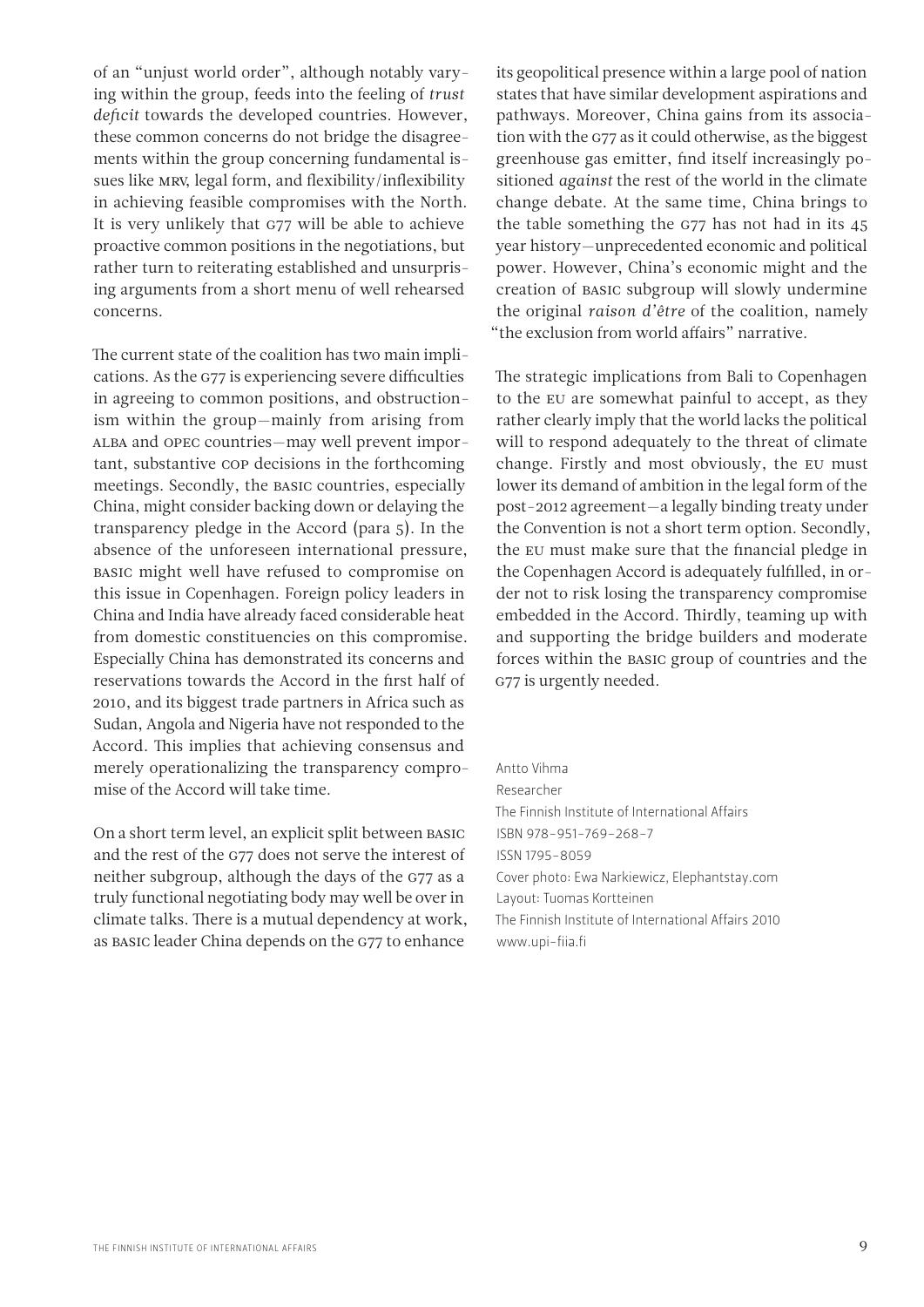of an "unjust world order", although notably varying within the group, feeds into the feeling of *trust deficit* towards the developed countries. However, these common concerns do not bridge the disagreements within the group concerning fundamental issues like MRV, legal form, and flexibility/inflexibility in achieving feasible compromises with the North. It is very unlikely that G77 will be able to achieve proactive common positions in the negotiations, but rather turn to reiterating established and unsurprising arguments from a short menu of well rehearsed concerns.

The current state of the coalition has two main implications. As the G77 is experiencing severe difficulties in agreeing to common positions, and obstructionism within the group—mainly from arising from ALBA and OPEC countries—may well prevent important, substantive COP decisions in the forthcoming meetings. Secondly, the BASIC countries, especially China, might consider backing down or delaying the transparency pledge in the Accord (para 5). In the absence of the unforeseen international pressure, BASIC might well have refused to compromise on this issue in Copenhagen. Foreign policy leaders in China and India have already faced considerable heat from domestic constituencies on this compromise. Especially China has demonstrated its concerns and reservations towards the Accord in the first half of 2010, and its biggest trade partners in Africa such as Sudan, Angola and Nigeria have not responded to the Accord. This implies that achieving consensus and merely operationalizing the transparency compromise of the Accord will take time.

On a short term level, an explicit split between BASIC and the rest of the G77 does not serve the interest of neither subgroup, although the days of the G77 as a truly functional negotiating body may well be over in climate talks. There is a mutual dependency at work, as BASIC leader China depends on the G77 to enhance its geopolitical presence within a large pool of nation states that have similar development aspirations and pathways. Moreover, China gains from its association with the G77 as it could otherwise, as the biggest greenhouse gas emitter, find itself increasingly positioned *against* the rest of the world in the climate change debate. At the same time, China brings to the table something the G77 has not had in its 45 year history—unprecedented economic and political power. However, China's economic might and the creation of BASIC subgroup will slowly undermine the original *raison d'être* of the coalition, namely "the exclusion from world affairs" narrative.

The strategic implications from Bali to Copenhagen to the EU are somewhat painful to accept, as they rather clearly imply that the world lacks the political will to respond adequately to the threat of climate change. Firstly and most obviously, the EU must lower its demand of ambition in the legal form of the post-2012 agreement—a legally binding treaty under the Convention is not a short term option. Secondly, the EU must make sure that the financial pledge in the Copenhagen Accord is adequately fulfilled, in order not to risk losing the transparency compromise embedded in the Accord. Thirdly, teaming up with and supporting the bridge builders and moderate forces within the BASIC group of countries and the G77 is urgently needed.

Antto Vihma
Researcher
The Finnish Institute of International Affairs
ISBN 978-951-769-268-7
ISSN 1795-8059
Cover photo: Ewa Narkiewicz, Elephantstay.com
Layout: Tuomas Kortteinen
The Finnish Institute of International Affairs 2010
www.upi-fiia.fi